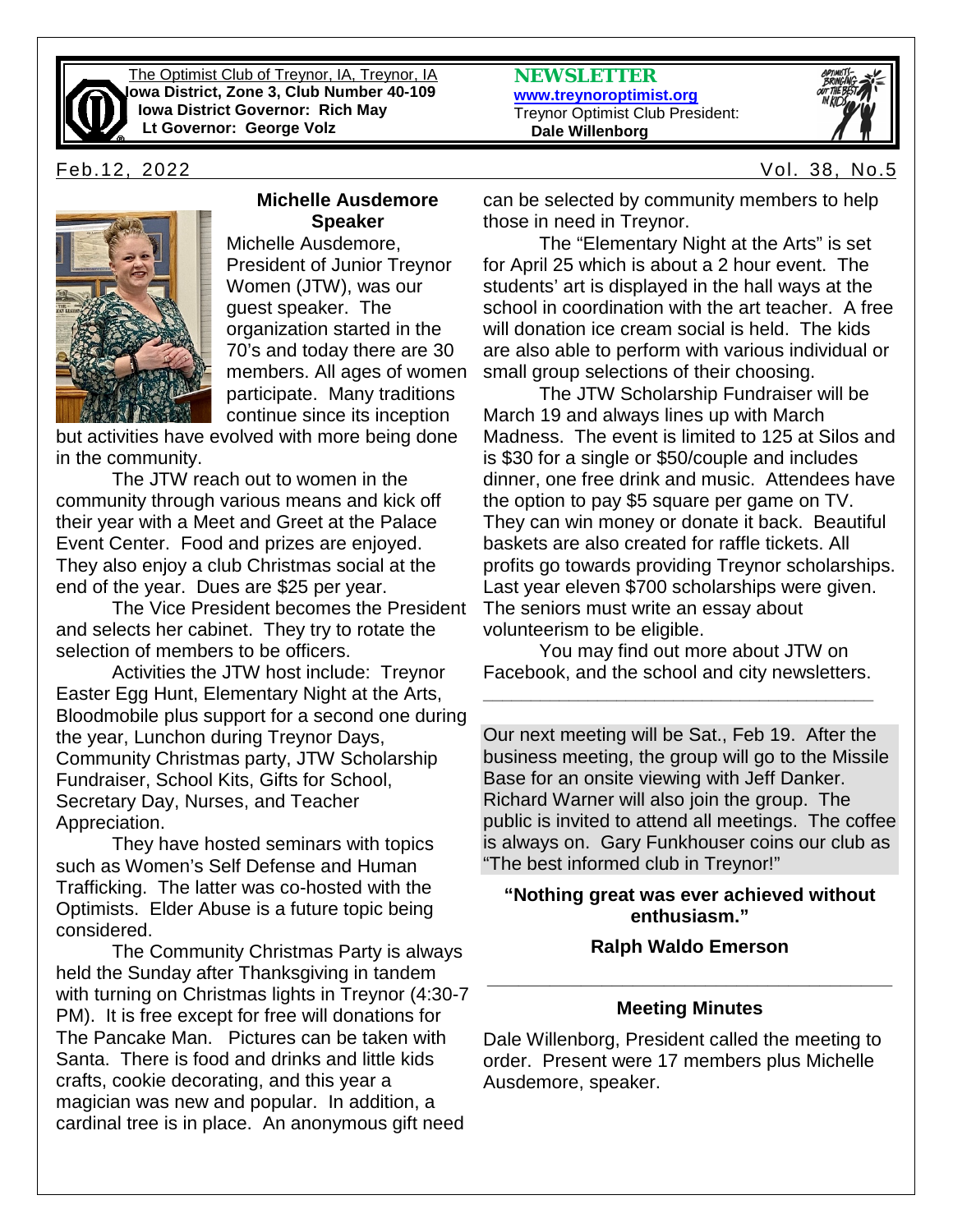The Optimist Club of Treynor, IA, Treynor, IA
**Iowa District, Zone 3, Club Number 40-109**
**Iowa District Governor: Rich May**
**Lt Governor: George Volz**

**NEWSLETTER**
**www.treynoroptimist.org**
Treynor Optimist Club President:
**Dale Willenborg**

Feb.12, 2022 Vol. 38, No.5

### Michelle Ausdemore Speaker

Michelle Ausdemore, President of Junior Treynor Women (JTW), was our guest speaker. The organization started in the 70's and today there are 30 members. All ages of women participate. Many traditions continue since its inception but activities have evolved with more being done in the community.

The JTW reach out to women in the community through various means and kick off their year with a Meet and Greet at the Palace Event Center. Food and prizes are enjoyed. They also enjoy a club Christmas social at the end of the year. Dues are $25 per year.

The Vice President becomes the President and selects her cabinet. They try to rotate the selection of members to be officers.

Activities the JTW host include: Treynor Easter Egg Hunt, Elementary Night at the Arts, Bloodmobile plus support for a second one during the year, Lunchon during Treynor Days, Community Christmas party, JTW Scholarship Fundraiser, School Kits, Gifts for School, Secretary Day, Nurses, and Teacher Appreciation.

They have hosted seminars with topics such as Women's Self Defense and Human Trafficking. The latter was co-hosted with the Optimists. Elder Abuse is a future topic being considered.

The Community Christmas Party is always held the Sunday after Thanksgiving in tandem with turning on Christmas lights in Treynor (4:30-7 PM). It is free except for free will donations for The Pancake Man. Pictures can be taken with Santa. There is food and drinks and little kids crafts, cookie decorating, and this year a magician was new and popular. In addition, a cardinal tree is in place. An anonymous gift need can be selected by community members to help those in need in Treynor.

The "Elementary Night at the Arts" is set for April 25 which is about a 2 hour event. The students' art is displayed in the hall ways at the school in coordination with the art teacher. A free will donation ice cream social is held. The kids are also able to perform with various individual or small group selections of their choosing.

The JTW Scholarship Fundraiser will be March 19 and always lines up with March Madness. The event is limited to 125 at Silos and is $30 for a single or $50/couple and includes dinner, one free drink and music. Attendees have the option to pay $5 square per game on TV. They can win money or donate it back. Beautiful baskets are also created for raffle tickets. All profits go towards providing Treynor scholarships. Last year eleven $700 scholarships were given. The seniors must write an essay about volunteerism to be eligible.

You may find out more about JTW on Facebook, and the school and city newsletters.

---

Our next meeting will be Sat., Feb 19. After the business meeting, the group will go to the Missile Base for an onsite viewing with Jeff Danker. Richard Warner will also join the group. The public is invited to attend all meetings. The coffee is always on. Gary Funkhouser coins our club as "The best informed club in Treynor!"

**"Nothing great was ever achieved without enthusiasm."**

**Ralph Waldo Emerson**

---

### Meeting Minutes

Dale Willenborg, President called the meeting to order. Present were 17 members plus Michelle Ausdemore, speaker.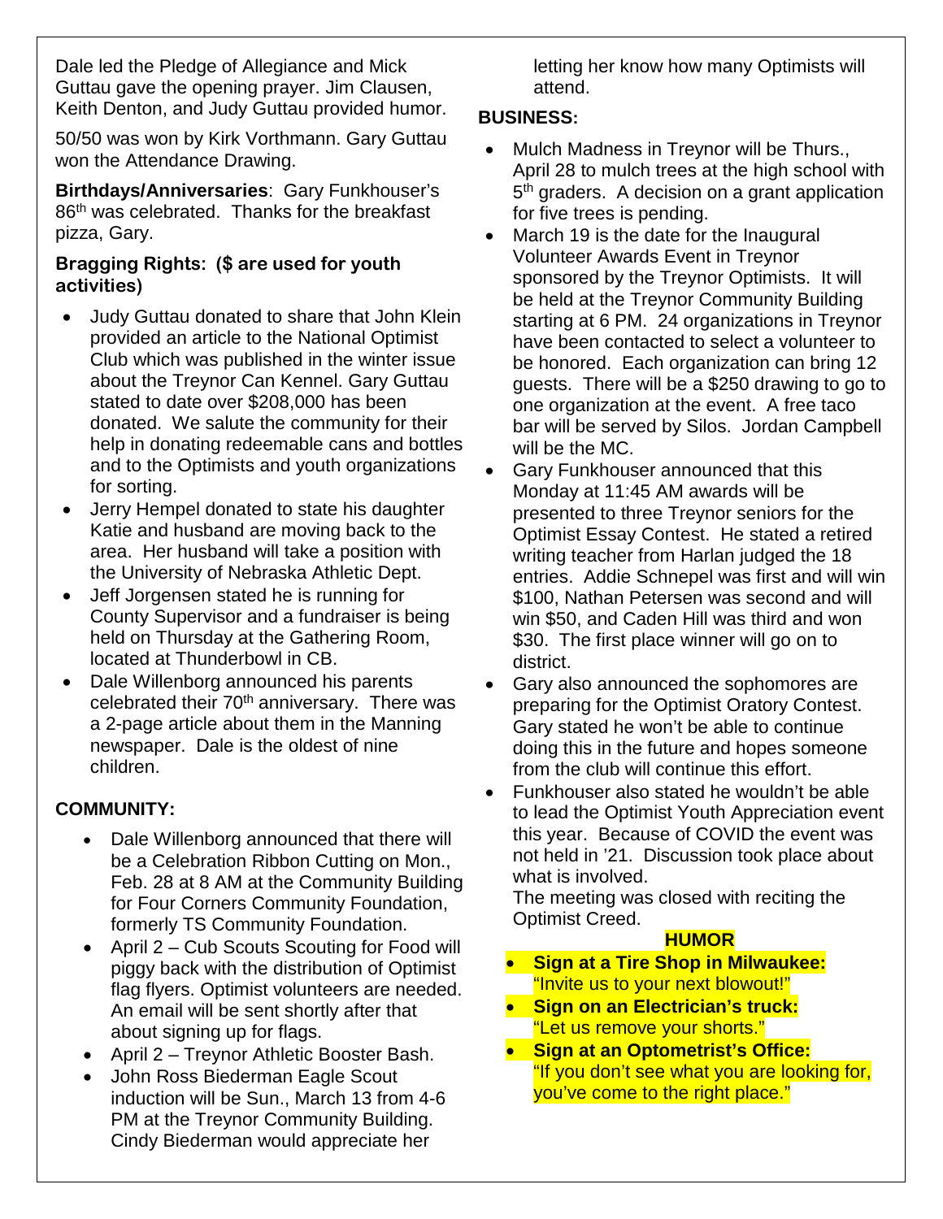Dale led the Pledge of Allegiance and Mick Guttau gave the opening prayer. Jim Clausen, Keith Denton, and Judy Guttau provided humor.

50/50 was won by Kirk Vorthmann. Gary Guttau won the Attendance Drawing.

**Birthdays/Anniversaries**: Gary Funkhouser's 86th was celebrated. Thanks for the breakfast pizza, Gary.

**Bragging Rights: ($ are used for youth activities)**

- Judy Guttau donated to share that John Klein provided an article to the National Optimist Club which was published in the winter issue about the Treynor Can Kennel. Gary Guttau stated to date over $208,000 has been donated. We salute the community for their help in donating redeemable cans and bottles and to the Optimists and youth organizations for sorting.
- Jerry Hempel donated to state his daughter Katie and husband are moving back to the area. Her husband will take a position with the University of Nebraska Athletic Dept.
- Jeff Jorgensen stated he is running for County Supervisor and a fundraiser is being held on Thursday at the Gathering Room, located at Thunderbowl in CB.
- Dale Willenborg announced his parents celebrated their 70th anniversary. There was a 2-page article about them in the Manning newspaper. Dale is the oldest of nine children.

**COMMUNITY:**

- Dale Willenborg announced that there will be a Celebration Ribbon Cutting on Mon., Feb. 28 at 8 AM at the Community Building for Four Corners Community Foundation, formerly TS Community Foundation.
- April 2 – Cub Scouts Scouting for Food will piggy back with the distribution of Optimist flag flyers. Optimist volunteers are needed. An email will be sent shortly after that about signing up for flags.
- April 2 – Treynor Athletic Booster Bash.
- John Ross Biederman Eagle Scout induction will be Sun., March 13 from 4-6 PM at the Treynor Community Building. Cindy Biederman would appreciate her letting her know how many Optimists will attend.

**BUSINESS:**

- Mulch Madness in Treynor will be Thurs., April 28 to mulch trees at the high school with 5th graders. A decision on a grant application for five trees is pending.
- March 19 is the date for the Inaugural Volunteer Awards Event in Treynor sponsored by the Treynor Optimists. It will be held at the Treynor Community Building starting at 6 PM. 24 organizations in Treynor have been contacted to select a volunteer to be honored. Each organization can bring 12 guests. There will be a $250 drawing to go to one organization at the event. A free taco bar will be served by Silos. Jordan Campbell will be the MC.
- Gary Funkhouser announced that this Monday at 11:45 AM awards will be presented to three Treynor seniors for the Optimist Essay Contest. He stated a retired writing teacher from Harlan judged the 18 entries. Addie Schnepel was first and will win $100, Nathan Petersen was second and will win $50, and Caden Hill was third and won $30. The first place winner will go on to district.
- Gary also announced the sophomores are preparing for the Optimist Oratory Contest. Gary stated he won't be able to continue doing this in the future and hopes someone from the club will continue this effort.
- Funkhouser also stated he wouldn't be able to lead the Optimist Youth Appreciation event this year. Because of COVID the event was not held in '21. Discussion took place about what is involved.

The meeting was closed with reciting the Optimist Creed.

**HUMOR**

- **Sign at a Tire Shop in Milwaukee:** "Invite us to your next blowout!"
- **Sign on an Electrician's truck:** "Let us remove your shorts."
- **Sign at an Optometrist's Office:** "If you don't see what you are looking for, you've come to the right place."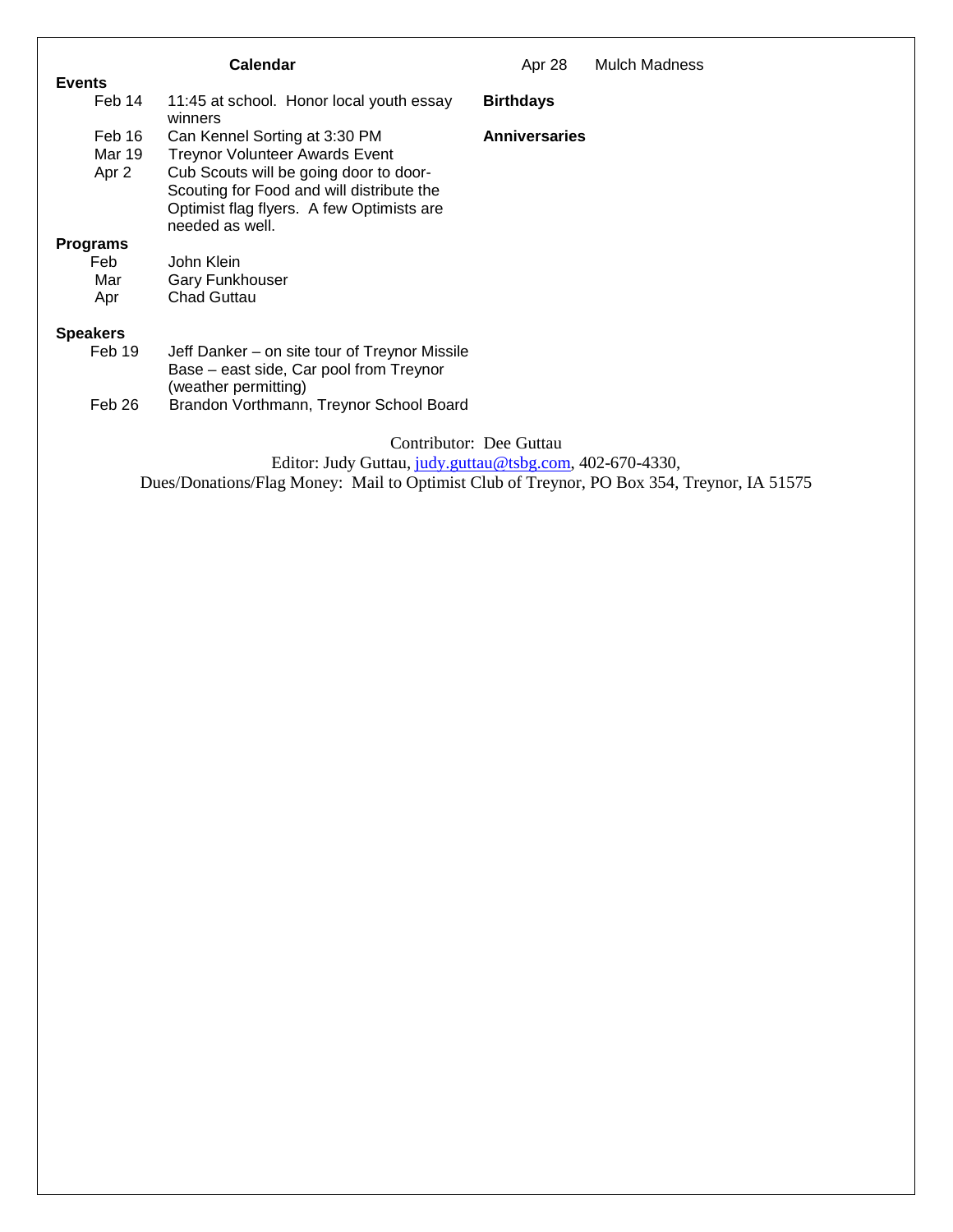## Calendar

### Events

| | |
|---|---|
| Feb 14 | 11:45 at school. Honor local youth essay winners |
| Feb 16 | Can Kennel Sorting at 3:30 PM |
| Mar 19 | Treynor Volunteer Awards Event |
| Apr 2 | Cub Scouts will be going door to door-Scouting for Food and will distribute the Optimist flag flyers. A few Optimists are needed as well. |
| Apr 28 | Mulch Madness |

### Programs

| | |
|---|---|
| Feb | John Klein |
| Mar | Gary Funkhouser |
| Apr | Chad Guttau |

### Speakers

| | |
|---|---|
| Feb 19 | Jeff Danker – on site tour of Treynor Missile Base – east side, Car pool from Treynor (weather permitting) |
| Feb 26 | Brandon Vorthmann, Treynor School Board |

### Birthdays

### Anniversaries

Contributor: Dee Guttau

Editor: Judy Guttau, judy.guttau@tsbg.com, 402-670-4330,

Dues/Donations/Flag Money: Mail to Optimist Club of Treynor, PO Box 354, Treynor, IA 51575